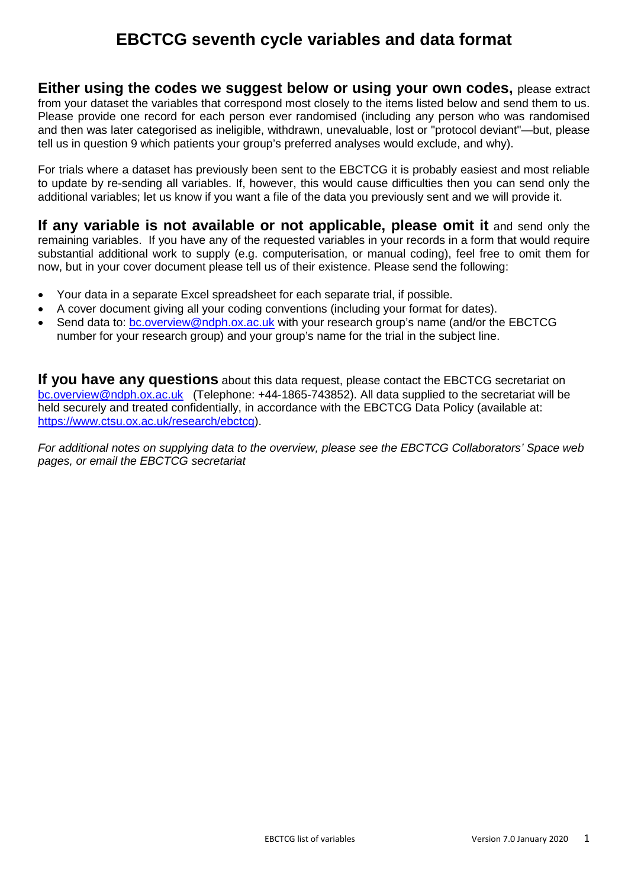# EBCTCG seventh cycle variables and data format

**Either using the codes we suggest below or using your own codes,** please extract from your dataset the variables that correspond most closely to the items listed below and send them to us. Please provide one record for each person ever randomised (including any person who was randomised and then was later categorised as ineligible, withdrawn, unevaluable, lost or "protocol deviant"—but, please tell us in question 9 which patients your group's preferred analyses would exclude, and why).

For trials where a dataset has previously been sent to the EBCTCG it is probably easiest and most reliable to update by re-sending all variables. If, however, this would cause difficulties then you can send only the additional variables; let us know if you want a file of the data you previously sent and we will provide it.

**If any variable is not available or not applicable, please omit it** and send only the remaining variables. If you have any of the requested variables in your records in a form that would require substantial additional work to supply (e.g. computerisation, or manual coding), feel free to omit them for now, but in your cover document please tell us of their existence. Please send the following:

- Your data in a separate Excel spreadsheet for each separate trial, if possible.
- A cover document giving all your coding conventions (including your format for dates).
- Send data to: bc.overview@ndph.ox.ac.uk with your research group's name (and/or the EBCTCG number for your research group) and your group's name for the trial in the subject line.

**If you have any questions** about this data request, please contact the EBCTCG secretariat on bc.overview@ndph.ox.ac.uk (Telephone: +44-1865-743852). All data supplied to the secretariat will be held securely and treated confidentially, in accordance with the EBCTCG Data Policy (available at: https://www.ctsu.ox.ac.uk/research/ebctcg).

*For additional notes on supplying data to the overview, please see the EBCTCG Collaborators' Space web pages, or email the EBCTCG secretariat*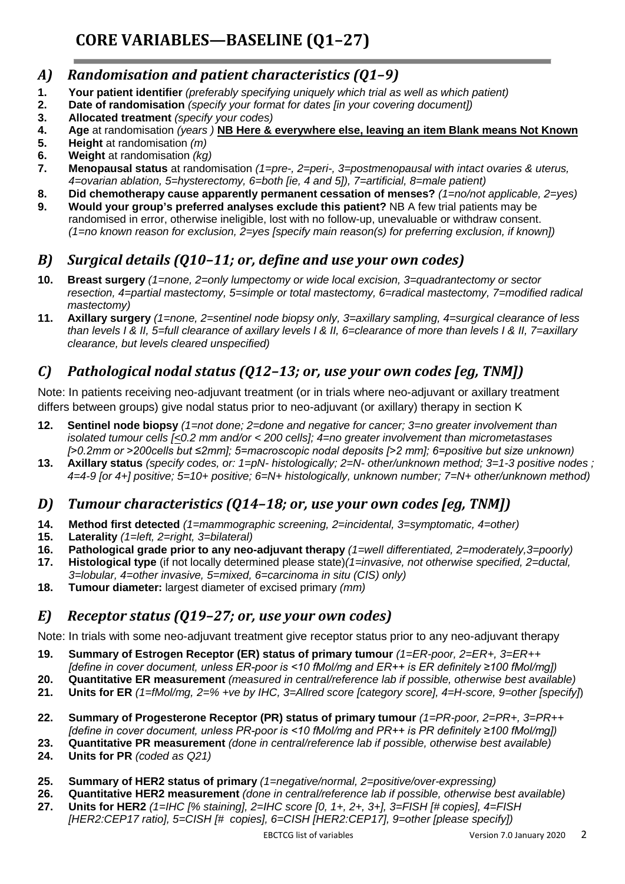# CORE VARIABLES—BASELINE (Q1–27)

## A) Randomisation and patient characteristics (Q1–9)

1. **Your patient identifier** *(preferably specifying uniquely which trial as well as which patient)*
2. **Date of randomisation** *(specify your format for dates [in your covering document])*
3. **Allocated treatment** *(specify your codes)*
4. **Age** at randomisation *(years )* **NB Here & everywhere else, leaving an item Blank means Not Known**
5. **Height** at randomisation *(m)*
6. **Weight** at randomisation *(kg)*
7. **Menopausal status** at randomisation *(1=pre-, 2=peri-, 3=postmenopausal with intact ovaries & uterus, 4=ovarian ablation, 5=hysterectomy, 6=both [ie, 4 and 5]), 7=artificial, 8=male patient)*
8. **Did chemotherapy cause apparently permanent cessation of menses?** *(1=no/not applicable, 2=yes)*
9. **Would your group's preferred analyses exclude this patient?** NB A few trial patients may be randomised in error, otherwise ineligible, lost with no follow-up, unevaluable or withdraw consent. *(1=no known reason for exclusion, 2=yes [specify main reason(s) for preferring exclusion, if known])*

## B) Surgical details (Q10–11; or, define and use your own codes)

10. **Breast surgery** *(1=none, 2=only lumpectomy or wide local excision, 3=quadrantectomy or sector resection, 4=partial mastectomy, 5=simple or total mastectomy, 6=radical mastectomy, 7=modified radical mastectomy)*
11. **Axillary surgery** *(1=none, 2=sentinel node biopsy only, 3=axillary sampling, 4=surgical clearance of less than levels I & II, 5=full clearance of axillary levels I & II, 6=clearance of more than levels I & II, 7=axillary clearance, but levels cleared unspecified)*

## C) Pathological nodal status (Q12–13; or, use your own codes [eg, TNM])

Note: In patients receiving neo-adjuvant treatment (or in trials where neo-adjuvant or axillary treatment differs between groups) give nodal status prior to neo-adjuvant (or axillary) therapy in section K

12. **Sentinel node biopsy** *(1=not done; 2=done and negative for cancer; 3=no greater involvement than isolated tumour cells [≤0.2 mm and/or < 200 cells]; 4=no greater involvement than micrometastases [>0.2mm or >200cells but ≤2mm]; 5=macroscopic nodal deposits [>2 mm]; 6=positive but size unknown)*
13. **Axillary status** *(specify codes, or: 1=pN- histologically; 2=N- other/unknown method; 3=1-3 positive nodes ; 4=4-9 [or 4+] positive; 5=10+ positive; 6=N+ histologically, unknown number; 7=N+ other/unknown method)*

## D) Tumour characteristics (Q14–18; or, use your own codes [eg, TNM])

14. **Method first detected** *(1=mammographic screening, 2=incidental, 3=symptomatic, 4=other)*
15. **Laterality** *(1=left, 2=right, 3=bilateral)*
16. **Pathological grade prior to any neo-adjuvant therapy** *(1=well differentiated, 2=moderately,3=poorly)*
17. **Histological type** (if not locally determined please state)*(1=invasive, not otherwise specified, 2=ductal, 3=lobular, 4=other invasive, 5=mixed, 6=carcinoma in situ (CIS) only)*
18. **Tumour diameter:** largest diameter of excised primary *(mm)*

## E) Receptor status (Q19–27; or, use your own codes)

Note: In trials with some neo-adjuvant treatment give receptor status prior to any neo-adjuvant therapy

19. **Summary of Estrogen Receptor (ER) status of primary tumour** *(1=ER-poor, 2=ER+, 3=ER++ [define in cover document, unless ER-poor is <10 fMol/mg and ER++ is ER definitely ≥100 fMol/mg])*
20. **Quantitative ER measurement** *(measured in central/reference lab if possible, otherwise best available)*
21. **Units for ER** *(1=fMol/mg, 2=% +ve by IHC, 3=Allred score [category score], 4=H-score, 9=other [specify]*)

22. **Summary of Progesterone Receptor (PR) status of primary tumour** *(1=PR-poor, 2=PR+, 3=PR++ [define in cover document, unless PR-poor is <10 fMol/mg and PR++ is PR definitely ≥100 fMol/mg])*
23. **Quantitative PR measurement** *(done in central/reference lab if possible, otherwise best available)*
24. **Units for PR** *(coded as Q21)*

25. **Summary of HER2 status of primary** *(1=negative/normal, 2=positive/over-expressing)*
26. **Quantitative HER2 measurement** *(done in central/reference lab if possible, otherwise best available)*
27. **Units for HER2** *(1=IHC [% staining], 2=IHC score [0, 1+, 2+, 3+], 3=FISH [# copies], 4=FISH [HER2:CEP17 ratio], 5=CISH [# copies], 6=CISH [HER2:CEP17], 9=other [please specify])*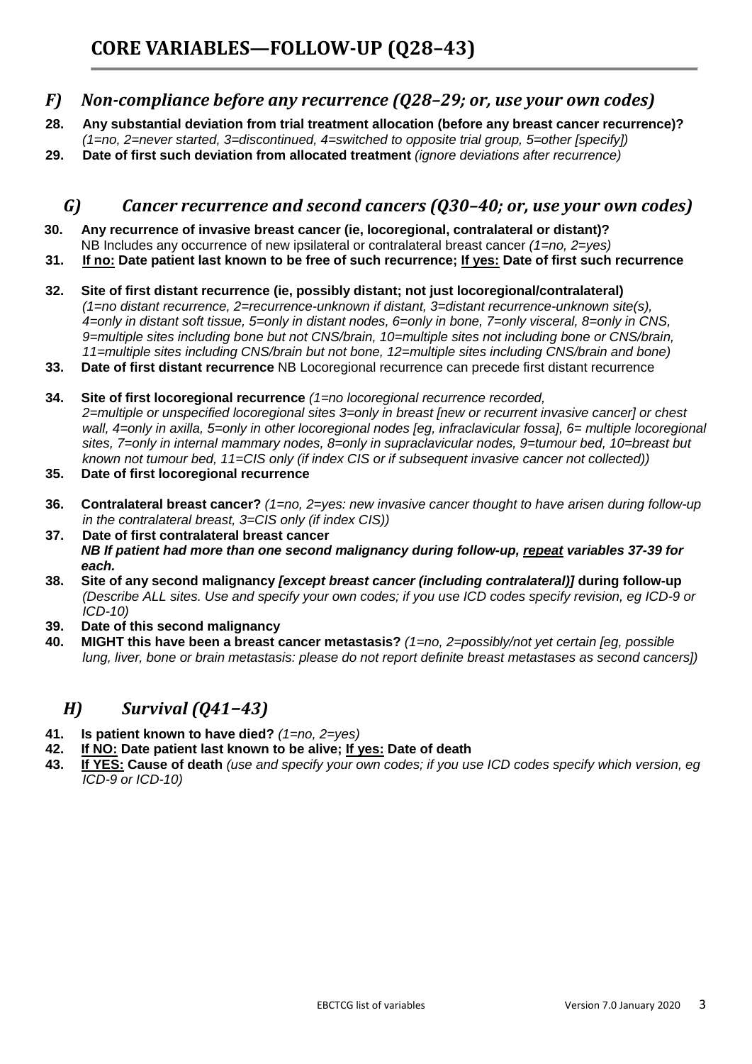# CORE VARIABLES—FOLLOW-UP (Q28–43)

## *F) Non-compliance before any recurrence (Q28–29; or, use your own codes)*

**28. Any substantial deviation from trial treatment allocation (before any breast cancer recurrence)?** *(1=no, 2=never started, 3=discontinued, 4=switched to opposite trial group, 5=other [specify])*

**29. Date of first such deviation from allocated treatment** *(ignore deviations after recurrence)*

## *G) Cancer recurrence and second cancers (Q30–40; or, use your own codes)*

**30. Any recurrence of invasive breast cancer (ie, locoregional, contralateral or distant)?** NB Includes any occurrence of new ipsilateral or contralateral breast cancer *(1=no, 2=yes)*

**31. <u>If no:</u> Date patient last known to be free of such recurrence; <u>If yes:</u> Date of first such recurrence**

**32. Site of first distant recurrence (ie, possibly distant; not just locoregional/contralateral)** *(1=no distant recurrence, 2=recurrence-unknown if distant, 3=distant recurrence-unknown site(s), 4=only in distant soft tissue, 5=only in distant nodes, 6=only in bone, 7=only visceral, 8=only in CNS, 9=multiple sites including bone but not CNS/brain, 10=multiple sites not including bone or CNS/brain, 11=multiple sites including CNS/brain but not bone, 12=multiple sites including CNS/brain and bone)*

**33. Date of first distant recurrence** NB Locoregional recurrence can precede first distant recurrence

**34. Site of first locoregional recurrence** *(1=no locoregional recurrence recorded, 2=multiple or unspecified locoregional sites 3=only in breast [new or recurrent invasive cancer] or chest wall, 4=only in axilla, 5=only in other locoregional nodes [eg, infraclavicular fossa], 6= multiple locoregional sites, 7=only in internal mammary nodes, 8=only in supraclavicular nodes, 9=tumour bed, 10=breast but known not tumour bed, 11=CIS only (if index CIS or if subsequent invasive cancer not collected))*

**35. Date of first locoregional recurrence**

**36. Contralateral breast cancer?** *(1=no, 2=yes: new invasive cancer thought to have arisen during follow-up in the contralateral breast, 3=CIS only (if index CIS))*

**37. Date of first contralateral breast cancer**
***NB If patient had more than one second malignancy during follow-up, <u>repeat</u> variables 37-39 for each.***

**38. Site of any second malignancy *[except breast cancer (including contralateral)]* during follow-up** *(Describe ALL sites. Use and specify your own codes; if you use ICD codes specify revision, eg ICD-9 or ICD-10)*

**39. Date of this second malignancy**

**40. MIGHT this have been a breast cancer metastasis?** *(1=no, 2=possibly/not yet certain [eg, possible lung, liver, bone or brain metastasis: please do not report definite breast metastases as second cancers])*

## *H) Survival (Q41–43)*

**41. Is patient known to have died?** *(1=no, 2=yes)*

**42. <u>If NO:</u> Date patient last known to be alive; <u>If yes:</u> Date of death**

**43. <u>If YES:</u> Cause of death** *(use and specify your own codes; if you use ICD codes specify which version, eg ICD-9 or ICD-10)*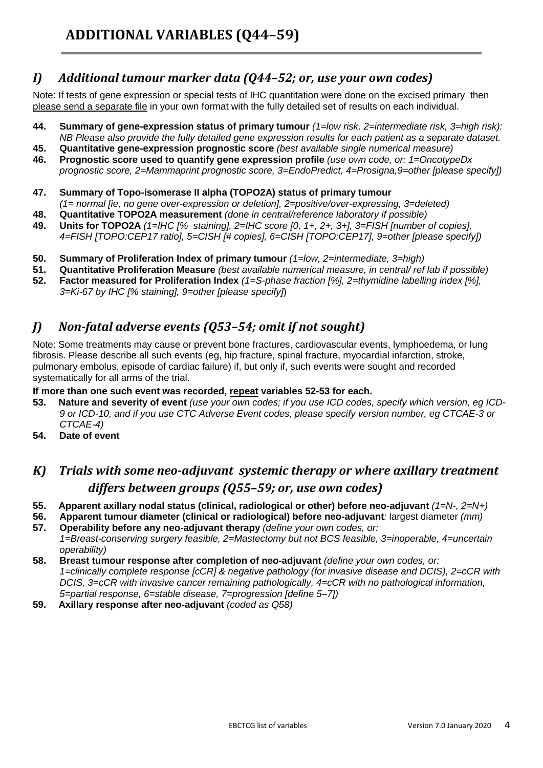# ADDITIONAL VARIABLES (Q44–59)

## *I) Additional tumour marker data (Q44–52; or, use your own codes)*

Note: If tests of gene expression or special tests of IHC quantitation were done on the excised primary then please send a separate file in your own format with the fully detailed set of results on each individual.

**44. Summary of gene-expression status of primary tumour** *(1=low risk, 2=intermediate risk, 3=high risk): NB Please also provide the fully detailed gene expression results for each patient as a separate dataset.*
**45. Quantitative gene-expression prognostic score** *(best available single numerical measure)*
**46. Prognostic score used to quantify gene expression profile** *(use own code, or: 1=OncotypeDx prognostic score, 2=Mammaprint prognostic score, 3=EndoPredict, 4=Prosigna,9=other [please specify])*

**47. Summary of Topo-isomerase II alpha (TOPO2A) status of primary tumour** *(1= normal [ie, no gene over-expression or deletion], 2=positive/over-expressing, 3=deleted)*
**48. Quantitative TOPO2A measurement** *(done in central/reference laboratory if possible)*
**49. Units for TOPO2A** *(1=IHC [% staining], 2=IHC score [0, 1+, 2+, 3+], 3=FISH [number of copies], 4=FISH [TOPO:CEP17 ratio], 5=CISH [# copies], 6=CISH [TOPO:CEP17], 9=other [please specify])*

**50. Summary of Proliferation Index of primary tumour** *(1=low, 2=intermediate, 3=high)*
**51. Quantitative Proliferation Measure** *(best available numerical measure, in central/ ref lab if possible)*
**52. Factor measured for Proliferation Index** *(1=S-phase fraction [%], 2=thymidine labelling index [%], 3=Ki-67 by IHC [% staining], 9=other [please specify]*)

## *J) Non-fatal adverse events (Q53–54; omit if not sought)*

Note: Some treatments may cause or prevent bone fractures, cardiovascular events, lymphoedema, or lung fibrosis. Please describe all such events (eg, hip fracture, spinal fracture, myocardial infarction, stroke, pulmonary embolus, episode of cardiac failure) if, but only if, such events were sought and recorded systematically for all arms of the trial.

**If more than one such event was recorded, repeat variables 52-53 for each.**

**53. Nature and severity of event** *(use your own codes; if you use ICD codes, specify which version, eg ICD-9 or ICD-10, and if you use CTC Adverse Event codes, please specify version number, eg CTCAE-3 or CTCAE-4)*
**54. Date of event**

## *K) Trials with some neo-adjuvant systemic therapy or where axillary treatment differs between groups (Q55–59; or, use own codes)*

**55. Apparent axillary nodal status (clinical, radiological or other) before neo-adjuvant** *(1=N-, 2=N+)*
**56. Apparent tumour diameter (clinical or radiological) before neo-adjuvant***:* largest diameter *(mm)*
**57. Operability before any neo-adjuvant therapy** *(define your own codes, or: 1=Breast-conserving surgery feasible, 2=Mastectomy but not BCS feasible, 3=inoperable, 4=uncertain operability)*
**58. Breast tumour response after completion of neo-adjuvant** *(define your own codes, or: 1=clinically complete response [cCR] & negative pathology (for invasive disease and DCIS), 2=cCR with DCIS, 3=cCR with invasive cancer remaining pathologically, 4=cCR with no pathological information, 5=partial response, 6=stable disease, 7=progression [define 5–7])*
**59. Axillary response after neo-adjuvant** *(coded as Q58)*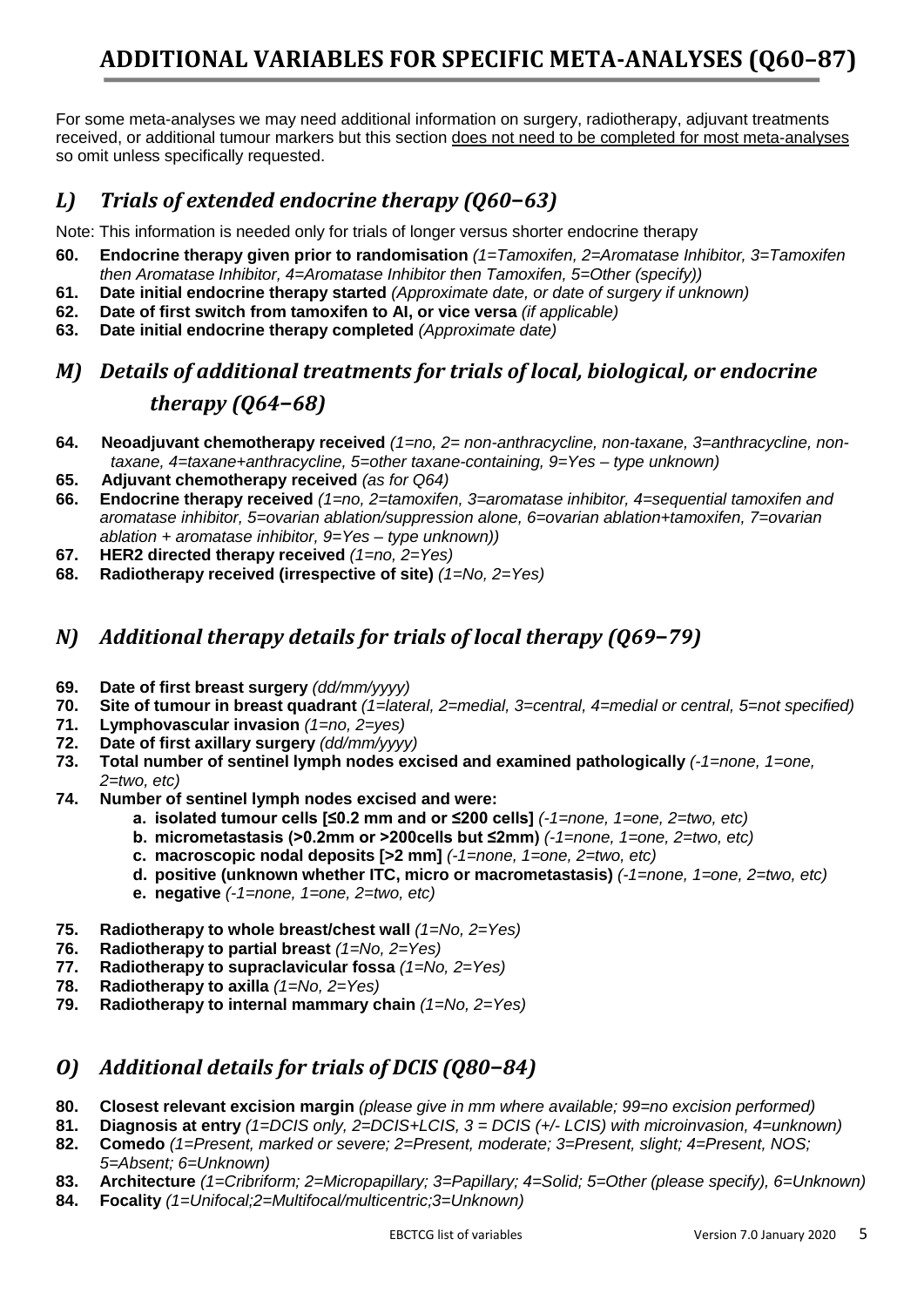# ADDITIONAL VARIABLES FOR SPECIFIC META-ANALYSES (Q60–87)

For some meta-analyses we may need additional information on surgery, radiotherapy, adjuvant treatments received, or additional tumour markers but this section <u>does not need to be completed for most meta-analyses</u> so omit unless specifically requested.

## *L) Trials of extended endocrine therapy (Q60−63)*

Note: This information is needed only for trials of longer versus shorter endocrine therapy

**60. Endocrine therapy given prior to randomisation** *(1=Tamoxifen, 2=Aromatase Inhibitor, 3=Tamoxifen then Aromatase Inhibitor, 4=Aromatase Inhibitor then Tamoxifen, 5=Other (specify))*
**61. Date initial endocrine therapy started** *(Approximate date, or date of surgery if unknown)*
**62. Date of first switch from tamoxifen to AI, or vice versa** *(if applicable)*
**63. Date initial endocrine therapy completed** *(Approximate date)*

## *M) Details of additional treatments for trials of local, biological, or endocrine therapy (Q64−68)*

**64. Neoadjuvant chemotherapy received** *(1=no, 2= non-anthracycline, non-taxane, 3=anthracycline, non-taxane, 4=taxane+anthracycline, 5=other taxane-containing, 9=Yes – type unknown)*
**65. Adjuvant chemotherapy received** *(as for Q64)*
**66. Endocrine therapy received** *(1=no, 2=tamoxifen, 3=aromatase inhibitor, 4=sequential tamoxifen and aromatase inhibitor, 5=ovarian ablation/suppression alone, 6=ovarian ablation+tamoxifen, 7=ovarian ablation + aromatase inhibitor, 9=Yes – type unknown))*
**67. HER2 directed therapy received** *(1=no, 2=Yes)*
**68. Radiotherapy received (irrespective of site)** *(1=No, 2=Yes)*

## *N) Additional therapy details for trials of local therapy (Q69−79)*

**69. Date of first breast surgery** *(dd/mm/yyyy)*
**70. Site of tumour in breast quadrant** *(1=lateral, 2=medial, 3=central, 4=medial or central, 5=not specified)*
**71. Lymphovascular invasion** *(1=no, 2=yes)*
**72. Date of first axillary surgery** *(dd/mm/yyyy)*
**73. Total number of sentinel lymph nodes excised and examined pathologically** *(-1=none, 1=one, 2=two, etc)*
**74. Number of sentinel lymph nodes excised and were:**
   - **a. isolated tumour cells [≤0.2 mm and or ≤200 cells]** *(-1=none, 1=one, 2=two, etc)*
   - **b. micrometastasis (>0.2mm or >200cells but ≤2mm)** *(-1=none, 1=one, 2=two, etc)*
   - **c. macroscopic nodal deposits [>2 mm]** *(-1=none, 1=one, 2=two, etc)*
   - **d. positive (unknown whether ITC, micro or macrometastasis)** *(-1=none, 1=one, 2=two, etc)*
   - **e. negative** *(-1=none, 1=one, 2=two, etc)*

**75. Radiotherapy to whole breast/chest wall** *(1=No, 2=Yes)*
**76. Radiotherapy to partial breast** *(1=No, 2=Yes)*
**77. Radiotherapy to supraclavicular fossa** *(1=No, 2=Yes)*
**78. Radiotherapy to axilla** *(1=No, 2=Yes)*
**79. Radiotherapy to internal mammary chain** *(1=No, 2=Yes)*

## *O) Additional details for trials of DCIS (Q80−84)*

**80. Closest relevant excision margin** *(please give in mm where available; 99=no excision performed)*
**81. Diagnosis at entry** *(1=DCIS only, 2=DCIS+LCIS, 3 = DCIS (+/- LCIS) with microinvasion, 4=unknown)*
**82. Comedo** *(1=Present, marked or severe; 2=Present, moderate; 3=Present, slight; 4=Present, NOS; 5=Absent; 6=Unknown)*
**83. Architecture** *(1=Cribriform; 2=Micropapillary; 3=Papillary; 4=Solid; 5=Other (please specify), 6=Unknown)*
**84. Focality** *(1=Unifocal;2=Multifocal/multicentric;3=Unknown)*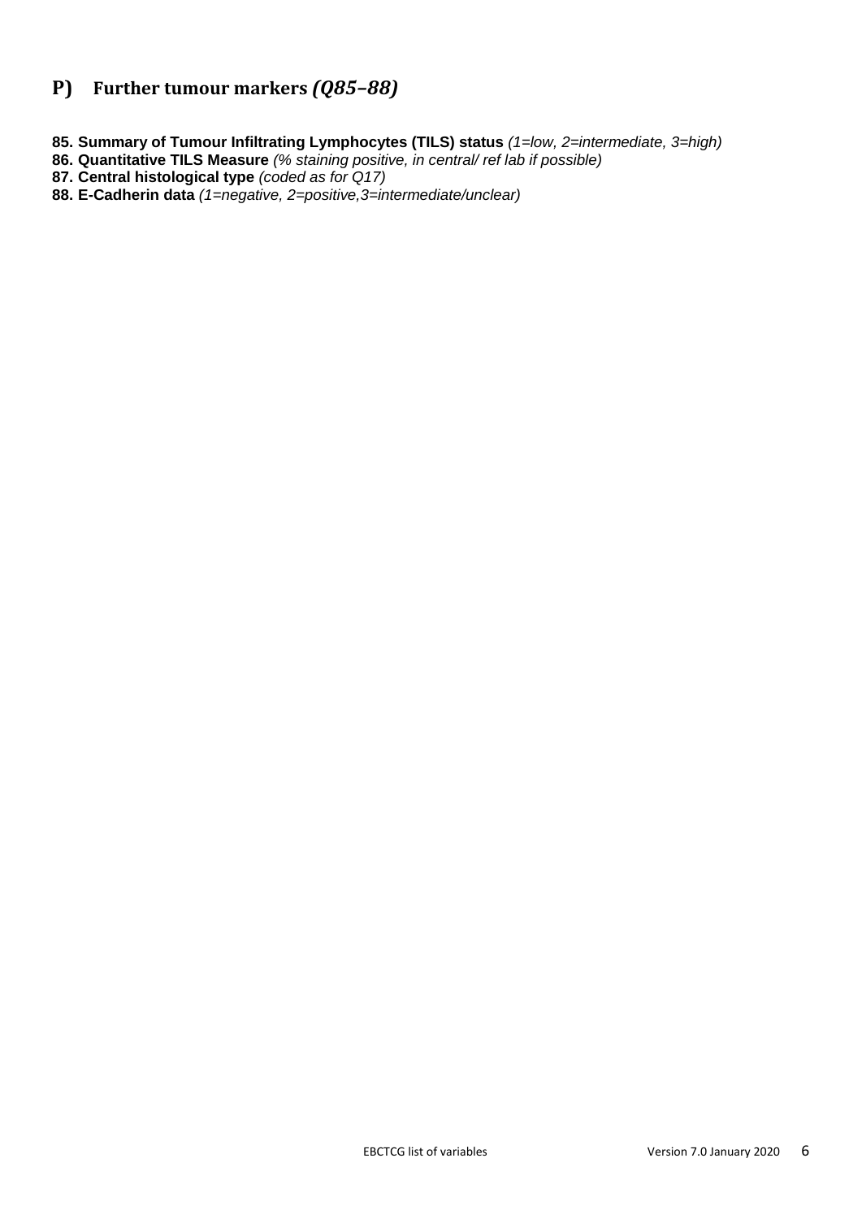## P) Further tumour markers *(Q85–88)*

**85. Summary of Tumour Infiltrating Lymphocytes (TILS) status** *(1=low, 2=intermediate, 3=high)*
**86. Quantitative TILS Measure** *(% staining positive, in central/ ref lab if possible)*
**87. Central histological type** *(coded as for Q17)*
**88. E-Cadherin data** *(1=negative, 2=positive,3=intermediate/unclear)*